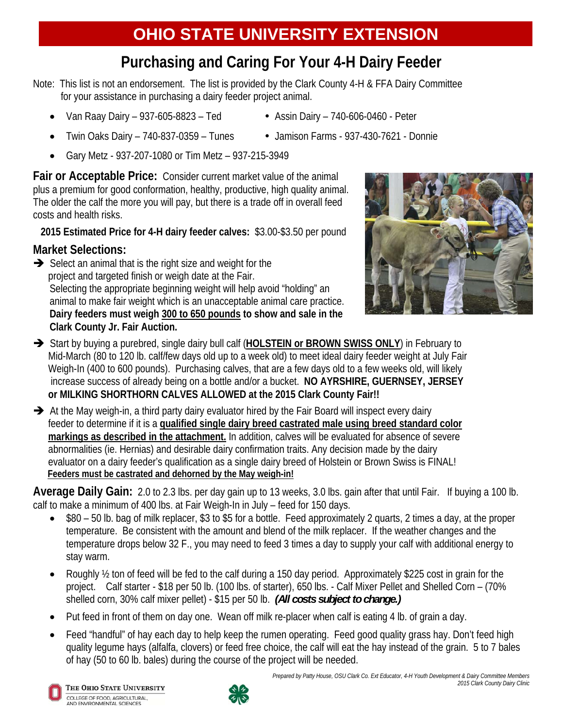# OHIO STATE UNIVERSITY EXTENSION

## Purchasing and Caring For Your 4-H Dairy Feeder

Note: This list is not an endorsement. The list is provided by the Clark County 4-H & FFA Dairy Committee for your assistance in purchasing a dairy feeder project animal.

- Van Raay Dairy – 937-605-8823 – Ted
- Assin Dairy – 740-606-0460 - Peter
- Twin Oaks Dairy – 740-837-0359 – Tunes
- Jamison Farms - 937-430-7621 - Donnie
- Gary Metz - 937-207-1080 or Tim Metz – 937-215-3949

**Fair or Acceptable Price:** Consider current market value of the animal plus a premium for good conformation, healthy, productive, high quality animal. The older the calf the more you will pay, but there is a trade off in overall feed costs and health risks.

**2015 Estimated Price for 4-H dairy feeder calves:** $3.00-$3.50 per pound

### Market Selections:

➔ Select an animal that is the right size and weight for the project and targeted finish or weigh date at the Fair. Selecting the appropriate beginning weight will help avoid "holding" an animal to make fair weight which is an unacceptable animal care practice. **Dairy feeders must weigh <u>300 to 650 pounds</u> to show and sale in the Clark County Jr. Fair Auction.**

➔ Start by buying a purebred, single dairy bull calf (**<u>HOLSTEIN or BROWN SWISS ONLY</u>**) in February to Mid-March (80 to 120 lb. calf/few days old up to a week old) to meet ideal dairy feeder weight at July Fair Weigh-In (400 to 600 pounds). Purchasing calves, that are a few days old to a few weeks old, will likely increase success of already being on a bottle and/or a bucket. **NO AYRSHIRE, GUERNSEY, JERSEY or MILKING SHORTHORN CALVES ALLOWED at the 2015 Clark County Fair!!**

➔ At the May weigh-in, a third party dairy evaluator hired by the Fair Board will inspect every dairy feeder to determine if it is a **<u>qualified single dairy breed castrated male using breed standard color markings as described in the attachment.</u>** In addition, calves will be evaluated for absence of severe abnormalities (ie. Hernias) and desirable dairy confirmation traits. Any decision made by the dairy evaluator on a dairy feeder's qualification as a single dairy breed of Holstein or Brown Swiss is FINAL! **<u>Feeders must be castrated and dehorned by the May weigh-in!</u>**

**Average Daily Gain:** 2.0 to 2.3 lbs. per day gain up to 13 weeks, 3.0 lbs. gain after that until Fair. If buying a 100 lb. calf to make a minimum of 400 lbs. at Fair Weigh-In in July – feed for 150 days.

- $80 – 50 lb. bag of milk replacer, $3 to $5 for a bottle. Feed approximately 2 quarts, 2 times a day, at the proper temperature. Be consistent with the amount and blend of the milk replacer. If the weather changes and the temperature drops below 32 F., you may need to feed 3 times a day to supply your calf with additional energy to stay warm.
- Roughly ½ ton of feed will be fed to the calf during a 150 day period. Approximately $225 cost in grain for the project. Calf starter - $18 per 50 lb. (100 lbs. of starter), 650 lbs. - Calf Mixer Pellet and Shelled Corn – (70% shelled corn, 30% calf mixer pellet) - $15 per 50 lb. ***(All costs subject to change.)***
- Put feed in front of them on day one. Wean off milk re-placer when calf is eating 4 lb. of grain a day.
- Feed "handful" of hay each day to help keep the rumen operating. Feed good quality grass hay. Don't feed high quality legume hays (alfalfa, clovers) or feed free choice, the calf will eat the hay instead of the grain. 5 to 7 bales of hay (50 to 60 lb. bales) during the course of the project will be needed.

*Prepared by Patty House, OSU Clark Co. Ext Educator, 4-H Youth Development & Dairy Committee Members*
*2015 Clark County Dairy Clinic*

THE OHIO STATE UNIVERSITY
COLLEGE OF FOOD, AGRICULTURAL, AND ENVIRONMENTAL SCIENCES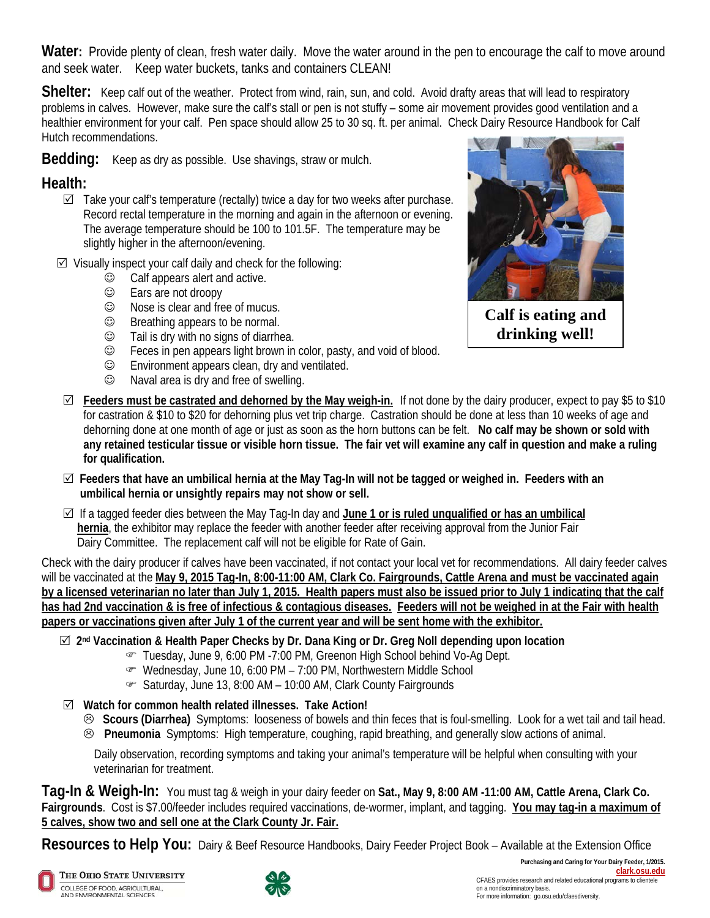**Water:** Provide plenty of clean, fresh water daily. Move the water around in the pen to encourage the calf to move around and seek water. Keep water buckets, tanks and containers CLEAN!

**Shelter:** Keep calf out of the weather. Protect from wind, rain, sun, and cold. Avoid drafty areas that will lead to respiratory problems in calves. However, make sure the calf's stall or pen is not stuffy – some air movement provides good ventilation and a healthier environment for your calf. Pen space should allow 25 to 30 sq. ft. per animal. Check Dairy Resource Handbook for Calf Hutch recommendations.

**Bedding:** Keep as dry as possible. Use shavings, straw or mulch.

**Health:**

- ☑ Take your calf's temperature (rectally) twice a day for two weeks after purchase. Record rectal temperature in the morning and again in the afternoon or evening. The average temperature should be 100 to 101.5F. The temperature may be slightly higher in the afternoon/evening.
- ☑ Visually inspect your calf daily and check for the following:
  - ☺ Calf appears alert and active.
  - ☺ Ears are not droopy
  - ☺ Nose is clear and free of mucus.
  - ☺ Breathing appears to be normal.
  - ☺ Tail is dry with no signs of diarrhea.
  - ☺ Feces in pen appears light brown in color, pasty, and void of blood.
  - ☺ Environment appears clean, dry and ventilated.
  - ☺ Naval area is dry and free of swelling.

**Calf is eating and drinking well!**

- ☑ **Feeders must be castrated and dehorned by the May weigh-in.** If not done by the dairy producer, expect to pay $5 to $10 for castration & $10 to $20 for dehorning plus vet trip charge. Castration should be done at less than 10 weeks of age and dehorning done at one month of age or just as soon as the horn buttons can be felt. **No calf may be shown or sold with any retained testicular tissue or visible horn tissue. The fair vet will examine any calf in question and make a ruling for qualification.**
- ☑ **Feeders that have an umbilical hernia at the May Tag-In will not be tagged or weighed in. Feeders with an umbilical hernia or unsightly repairs may not show or sell.**
- ☑ If a tagged feeder dies between the May Tag-In day and **June 1 or is ruled unqualified or has an umbilical hernia**, the exhibitor may replace the feeder with another feeder after receiving approval from the Junior Fair Dairy Committee. The replacement calf will not be eligible for Rate of Gain.

Check with the dairy producer if calves have been vaccinated, if not contact your local vet for recommendations. All dairy feeder calves will be vaccinated at the **May 9, 2015 Tag-In, 8:00-11:00 AM, Clark Co. Fairgrounds, Cattle Arena and must be vaccinated again by a licensed veterinarian no later than July 1, 2015. Health papers must also be issued prior to July 1 indicating that the calf has had 2nd vaccination & is free of infectious & contagious diseases. Feeders will not be weighed in at the Fair with health papers or vaccinations given after July 1 of the current year and will be sent home with the exhibitor.**

- ☑ **2nd Vaccination & Health Paper Checks by Dr. Dana King or Dr. Greg Noll depending upon location**
  - ☞ Tuesday, June 9, 6:00 PM -7:00 PM, Greenon High School behind Vo-Ag Dept.
  - ☞ Wednesday, June 10, 6:00 PM – 7:00 PM, Northwestern Middle School
  - ☞ Saturday, June 13, 8:00 AM – 10:00 AM, Clark County Fairgrounds
- ☑ **Watch for common health related illnesses. Take Action!**
  - ☹ **Scours (Diarrhea)** Symptoms: looseness of bowels and thin feces that is foul-smelling. Look for a wet tail and tail head.
  - ☹ **Pneumonia** Symptoms: High temperature, coughing, rapid breathing, and generally slow actions of animal.

  Daily observation, recording symptoms and taking your animal's temperature will be helpful when consulting with your veterinarian for treatment.

**Tag-In & Weigh-In:** You must tag & weigh in your dairy feeder on **Sat., May 9, 8:00 AM -11:00 AM, Cattle Arena, Clark Co. Fairgrounds**. Cost is $7.00/feeder includes required vaccinations, de-wormer, implant, and tagging. **You may tag-in a maximum of 5 calves, show two and sell one at the Clark County Jr. Fair.**

**Resources to Help You:** Dairy & Beef Resource Handbooks, Dairy Feeder Project Book – Available at the Extension Office

The Ohio State University
College of Food, Agricultural, and Environmental Sciences

**Purchasing and Caring for Your Dairy Feeder, 1/2015.**
**clark.osu.edu**
CFAES provides research and related educational programs to clientele on a nondiscriminatory basis.
For more information: go.osu.edu/cfaesdiversity.